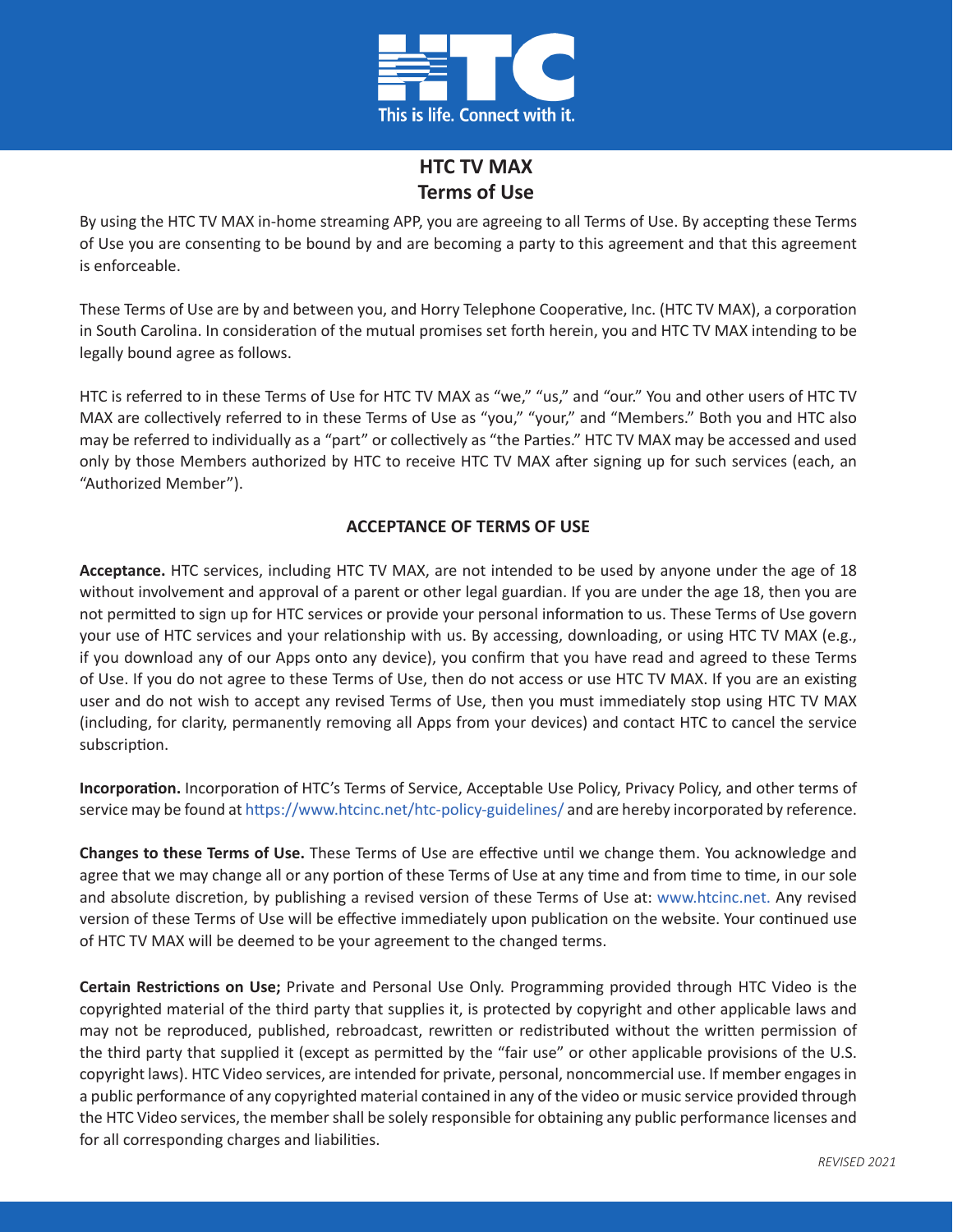# HTC TV MAX
# Terms of Use

By using the HTC TV MAX in-home streaming APP, you are agreeing to all Terms of Use. By accepting these Terms of Use you are consenting to be bound by and are becoming a party to this agreement and that this agreement is enforceable.

These Terms of Use are by and between you, and Horry Telephone Cooperative, Inc. (HTC TV MAX), a corporation in South Carolina. In consideration of the mutual promises set forth herein, you and HTC TV MAX intending to be legally bound agree as follows.

HTC is referred to in these Terms of Use for HTC TV MAX as "we," "us," and "our." You and other users of HTC TV MAX are collectively referred to in these Terms of Use as "you," "your," and "Members." Both you and HTC also may be referred to individually as a "part" or collectively as "the Parties." HTC TV MAX may be accessed and used only by those Members authorized by HTC to receive HTC TV MAX after signing up for such services (each, an "Authorized Member").

## ACCEPTANCE OF TERMS OF USE

**Acceptance.** HTC services, including HTC TV MAX, are not intended to be used by anyone under the age of 18 without involvement and approval of a parent or other legal guardian. If you are under the age 18, then you are not permitted to sign up for HTC services or provide your personal information to us. These Terms of Use govern your use of HTC services and your relationship with us. By accessing, downloading, or using HTC TV MAX (e.g., if you download any of our Apps onto any device), you confirm that you have read and agreed to these Terms of Use. If you do not agree to these Terms of Use, then do not access or use HTC TV MAX. If you are an existing user and do not wish to accept any revised Terms of Use, then you must immediately stop using HTC TV MAX (including, for clarity, permanently removing all Apps from your devices) and contact HTC to cancel the service subscription.

**Incorporation.** Incorporation of HTC's Terms of Service, Acceptable Use Policy, Privacy Policy, and other terms of service may be found at https://www.htcinc.net/htc-policy-guidelines/ and are hereby incorporated by reference.

**Changes to these Terms of Use.** These Terms of Use are effective until we change them. You acknowledge and agree that we may change all or any portion of these Terms of Use at any time and from time to time, in our sole and absolute discretion, by publishing a revised version of these Terms of Use at: www.htcinc.net. Any revised version of these Terms of Use will be effective immediately upon publication on the website. Your continued use of HTC TV MAX will be deemed to be your agreement to the changed terms.

**Certain Restrictions on Use;** Private and Personal Use Only. Programming provided through HTC Video is the copyrighted material of the third party that supplies it, is protected by copyright and other applicable laws and may not be reproduced, published, rebroadcast, rewritten or redistributed without the written permission of the third party that supplied it (except as permitted by the "fair use" or other applicable provisions of the U.S. copyright laws). HTC Video services, are intended for private, personal, noncommercial use. If member engages in a public performance of any copyrighted material contained in any of the video or music service provided through the HTC Video services, the member shall be solely responsible for obtaining any public performance licenses and for all corresponding charges and liabilities.

*REVISED 2021*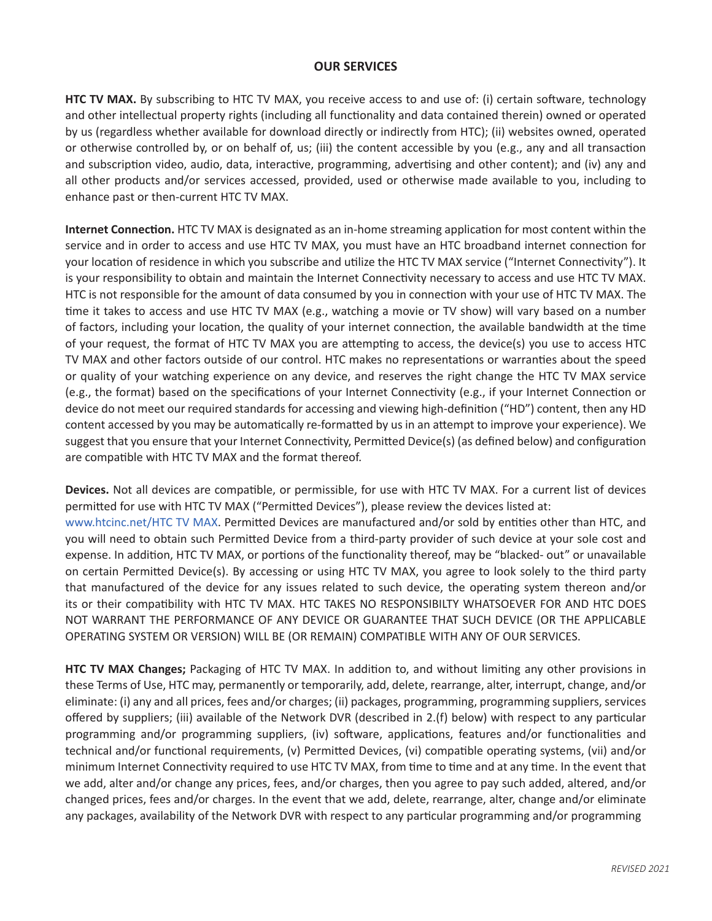## OUR SERVICES

**HTC TV MAX.** By subscribing to HTC TV MAX, you receive access to and use of: (i) certain software, technology and other intellectual property rights (including all functionality and data contained therein) owned or operated by us (regardless whether available for download directly or indirectly from HTC); (ii) websites owned, operated or otherwise controlled by, or on behalf of, us; (iii) the content accessible by you (e.g., any and all transaction and subscription video, audio, data, interactive, programming, advertising and other content); and (iv) any and all other products and/or services accessed, provided, used or otherwise made available to you, including to enhance past or then-current HTC TV MAX.

**Internet Connection.** HTC TV MAX is designated as an in-home streaming application for most content within the service and in order to access and use HTC TV MAX, you must have an HTC broadband internet connection for your location of residence in which you subscribe and utilize the HTC TV MAX service ("Internet Connectivity"). It is your responsibility to obtain and maintain the Internet Connectivity necessary to access and use HTC TV MAX. HTC is not responsible for the amount of data consumed by you in connection with your use of HTC TV MAX. The time it takes to access and use HTC TV MAX (e.g., watching a movie or TV show) will vary based on a number of factors, including your location, the quality of your internet connection, the available bandwidth at the time of your request, the format of HTC TV MAX you are attempting to access, the device(s) you use to access HTC TV MAX and other factors outside of our control. HTC makes no representations or warranties about the speed or quality of your watching experience on any device, and reserves the right change the HTC TV MAX service (e.g., the format) based on the specifications of your Internet Connectivity (e.g., if your Internet Connection or device do not meet our required standards for accessing and viewing high-definition ("HD") content, then any HD content accessed by you may be automatically re-formatted by us in an attempt to improve your experience). We suggest that you ensure that your Internet Connectivity, Permitted Device(s) (as defined below) and configuration are compatible with HTC TV MAX and the format thereof.

**Devices.** Not all devices are compatible, or permissible, for use with HTC TV MAX. For a current list of devices permitted for use with HTC TV MAX ("Permitted Devices"), please review the devices listed at: www.htcinc.net/HTC TV MAX. Permitted Devices are manufactured and/or sold by entities other than HTC, and you will need to obtain such Permitted Device from a third-party provider of such device at your sole cost and expense. In addition, HTC TV MAX, or portions of the functionality thereof, may be "blacked- out" or unavailable on certain Permitted Device(s). By accessing or using HTC TV MAX, you agree to look solely to the third party that manufactured of the device for any issues related to such device, the operating system thereon and/or its or their compatibility with HTC TV MAX. HTC TAKES NO RESPONSIBILTY WHATSOEVER FOR AND HTC DOES NOT WARRANT THE PERFORMANCE OF ANY DEVICE OR GUARANTEE THAT SUCH DEVICE (OR THE APPLICABLE OPERATING SYSTEM OR VERSION) WILL BE (OR REMAIN) COMPATIBLE WITH ANY OF OUR SERVICES.

**HTC TV MAX Changes;** Packaging of HTC TV MAX. In addition to, and without limiting any other provisions in these Terms of Use, HTC may, permanently or temporarily, add, delete, rearrange, alter, interrupt, change, and/or eliminate: (i) any and all prices, fees and/or charges; (ii) packages, programming, programming suppliers, services offered by suppliers; (iii) available of the Network DVR (described in 2.(f) below) with respect to any particular programming and/or programming suppliers, (iv) software, applications, features and/or functionalities and technical and/or functional requirements, (v) Permitted Devices, (vi) compatible operating systems, (vii) and/or minimum Internet Connectivity required to use HTC TV MAX, from time to time and at any time. In the event that we add, alter and/or change any prices, fees, and/or charges, then you agree to pay such added, altered, and/or changed prices, fees and/or charges. In the event that we add, delete, rearrange, alter, change and/or eliminate any packages, availability of the Network DVR with respect to any particular programming and/or programming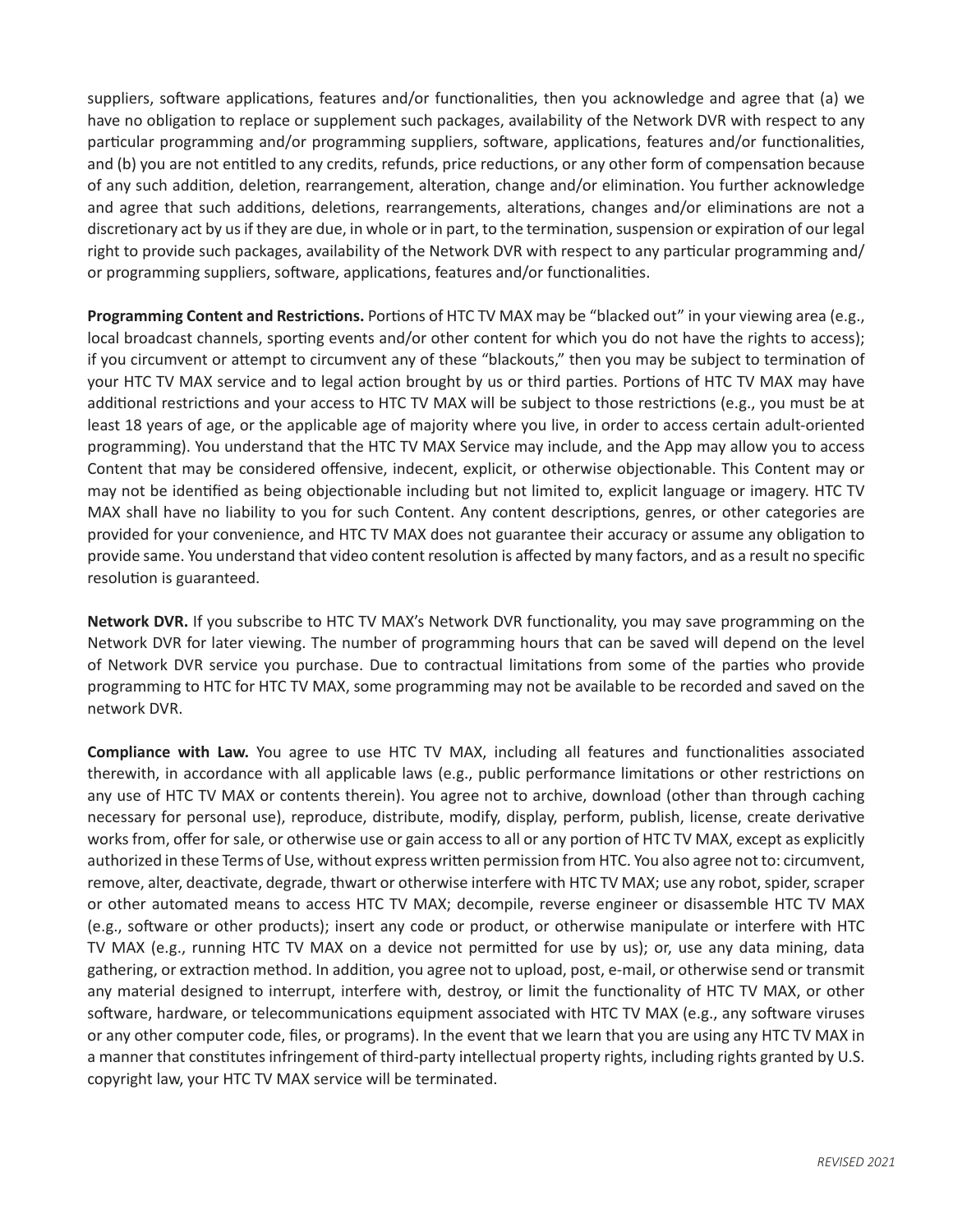suppliers, software applications, features and/or functionalities, then you acknowledge and agree that (a) we have no obligation to replace or supplement such packages, availability of the Network DVR with respect to any particular programming and/or programming suppliers, software, applications, features and/or functionalities, and (b) you are not entitled to any credits, refunds, price reductions, or any other form of compensation because of any such addition, deletion, rearrangement, alteration, change and/or elimination. You further acknowledge and agree that such additions, deletions, rearrangements, alterations, changes and/or eliminations are not a discretionary act by us if they are due, in whole or in part, to the termination, suspension or expiration of our legal right to provide such packages, availability of the Network DVR with respect to any particular programming and/or programming suppliers, software, applications, features and/or functionalities.

**Programming Content and Restrictions.** Portions of HTC TV MAX may be "blacked out" in your viewing area (e.g., local broadcast channels, sporting events and/or other content for which you do not have the rights to access); if you circumvent or attempt to circumvent any of these "blackouts," then you may be subject to termination of your HTC TV MAX service and to legal action brought by us or third parties. Portions of HTC TV MAX may have additional restrictions and your access to HTC TV MAX will be subject to those restrictions (e.g., you must be at least 18 years of age, or the applicable age of majority where you live, in order to access certain adult-oriented programming). You understand that the HTC TV MAX Service may include, and the App may allow you to access Content that may be considered offensive, indecent, explicit, or otherwise objectionable. This Content may or may not be identified as being objectionable including but not limited to, explicit language or imagery. HTC TV MAX shall have no liability to you for such Content. Any content descriptions, genres, or other categories are provided for your convenience, and HTC TV MAX does not guarantee their accuracy or assume any obligation to provide same. You understand that video content resolution is affected by many factors, and as a result no specific resolution is guaranteed.

**Network DVR.** If you subscribe to HTC TV MAX's Network DVR functionality, you may save programming on the Network DVR for later viewing. The number of programming hours that can be saved will depend on the level of Network DVR service you purchase. Due to contractual limitations from some of the parties who provide programming to HTC for HTC TV MAX, some programming may not be available to be recorded and saved on the network DVR.

**Compliance with Law.** You agree to use HTC TV MAX, including all features and functionalities associated therewith, in accordance with all applicable laws (e.g., public performance limitations or other restrictions on any use of HTC TV MAX or contents therein). You agree not to archive, download (other than through caching necessary for personal use), reproduce, distribute, modify, display, perform, publish, license, create derivative works from, offer for sale, or otherwise use or gain access to all or any portion of HTC TV MAX, except as explicitly authorized in these Terms of Use, without express written permission from HTC. You also agree not to: circumvent, remove, alter, deactivate, degrade, thwart or otherwise interfere with HTC TV MAX; use any robot, spider, scraper or other automated means to access HTC TV MAX; decompile, reverse engineer or disassemble HTC TV MAX (e.g., software or other products); insert any code or product, or otherwise manipulate or interfere with HTC TV MAX (e.g., running HTC TV MAX on a device not permitted for use by us); or, use any data mining, data gathering, or extraction method. In addition, you agree not to upload, post, e-mail, or otherwise send or transmit any material designed to interrupt, interfere with, destroy, or limit the functionality of HTC TV MAX, or other software, hardware, or telecommunications equipment associated with HTC TV MAX (e.g., any software viruses or any other computer code, files, or programs). In the event that we learn that you are using any HTC TV MAX in a manner that constitutes infringement of third-party intellectual property rights, including rights granted by U.S. copyright law, your HTC TV MAX service will be terminated.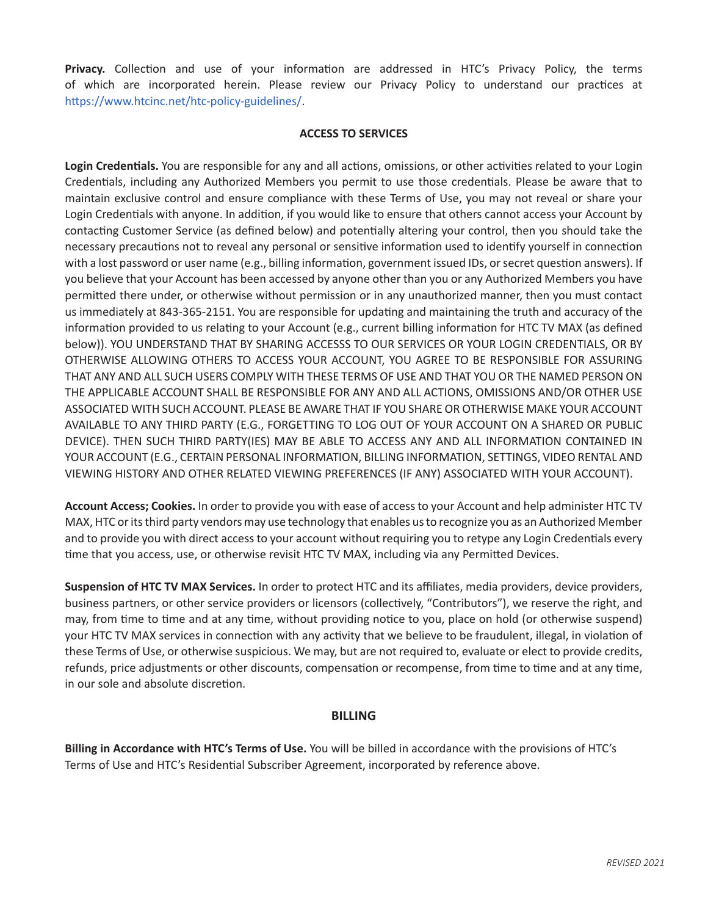**Privacy.** Collection and use of your information are addressed in HTC's Privacy Policy, the terms of which are incorporated herein. Please review our Privacy Policy to understand our practices at https://www.htcinc.net/htc-policy-guidelines/.

## ACCESS TO SERVICES

**Login Credentials.** You are responsible for any and all actions, omissions, or other activities related to your Login Credentials, including any Authorized Members you permit to use those credentials. Please be aware that to maintain exclusive control and ensure compliance with these Terms of Use, you may not reveal or share your Login Credentials with anyone. In addition, if you would like to ensure that others cannot access your Account by contacting Customer Service (as defined below) and potentially altering your control, then you should take the necessary precautions not to reveal any personal or sensitive information used to identify yourself in connection with a lost password or user name (e.g., billing information, government issued IDs, or secret question answers). If you believe that your Account has been accessed by anyone other than you or any Authorized Members you have permitted there under, or otherwise without permission or in any unauthorized manner, then you must contact us immediately at 843-365-2151. You are responsible for updating and maintaining the truth and accuracy of the information provided to us relating to your Account (e.g., current billing information for HTC TV MAX (as defined below)). YOU UNDERSTAND THAT BY SHARING ACCESSS TO OUR SERVICES OR YOUR LOGIN CREDENTIALS, OR BY OTHERWISE ALLOWING OTHERS TO ACCESS YOUR ACCOUNT, YOU AGREE TO BE RESPONSIBLE FOR ASSURING THAT ANY AND ALL SUCH USERS COMPLY WITH THESE TERMS OF USE AND THAT YOU OR THE NAMED PERSON ON THE APPLICABLE ACCOUNT SHALL BE RESPONSIBLE FOR ANY AND ALL ACTIONS, OMISSIONS AND/OR OTHER USE ASSOCIATED WITH SUCH ACCOUNT. PLEASE BE AWARE THAT IF YOU SHARE OR OTHERWISE MAKE YOUR ACCOUNT AVAILABLE TO ANY THIRD PARTY (E.G., FORGETTING TO LOG OUT OF YOUR ACCOUNT ON A SHARED OR PUBLIC DEVICE). THEN SUCH THIRD PARTY(IES) MAY BE ABLE TO ACCESS ANY AND ALL INFORMATION CONTAINED IN YOUR ACCOUNT (E.G., CERTAIN PERSONAL INFORMATION, BILLING INFORMATION, SETTINGS, VIDEO RENTAL AND VIEWING HISTORY AND OTHER RELATED VIEWING PREFERENCES (IF ANY) ASSOCIATED WITH YOUR ACCOUNT).

**Account Access; Cookies.** In order to provide you with ease of access to your Account and help administer HTC TV MAX, HTC or its third party vendors may use technology that enables us to recognize you as an Authorized Member and to provide you with direct access to your account without requiring you to retype any Login Credentials every time that you access, use, or otherwise revisit HTC TV MAX, including via any Permitted Devices.

**Suspension of HTC TV MAX Services.** In order to protect HTC and its affiliates, media providers, device providers, business partners, or other service providers or licensors (collectively, "Contributors"), we reserve the right, and may, from time to time and at any time, without providing notice to you, place on hold (or otherwise suspend) your HTC TV MAX services in connection with any activity that we believe to be fraudulent, illegal, in violation of these Terms of Use, or otherwise suspicious. We may, but are not required to, evaluate or elect to provide credits, refunds, price adjustments or other discounts, compensation or recompense, from time to time and at any time, in our sole and absolute discretion.

## BILLING

**Billing in Accordance with HTC's Terms of Use.** You will be billed in accordance with the provisions of HTC's Terms of Use and HTC's Residential Subscriber Agreement, incorporated by reference above.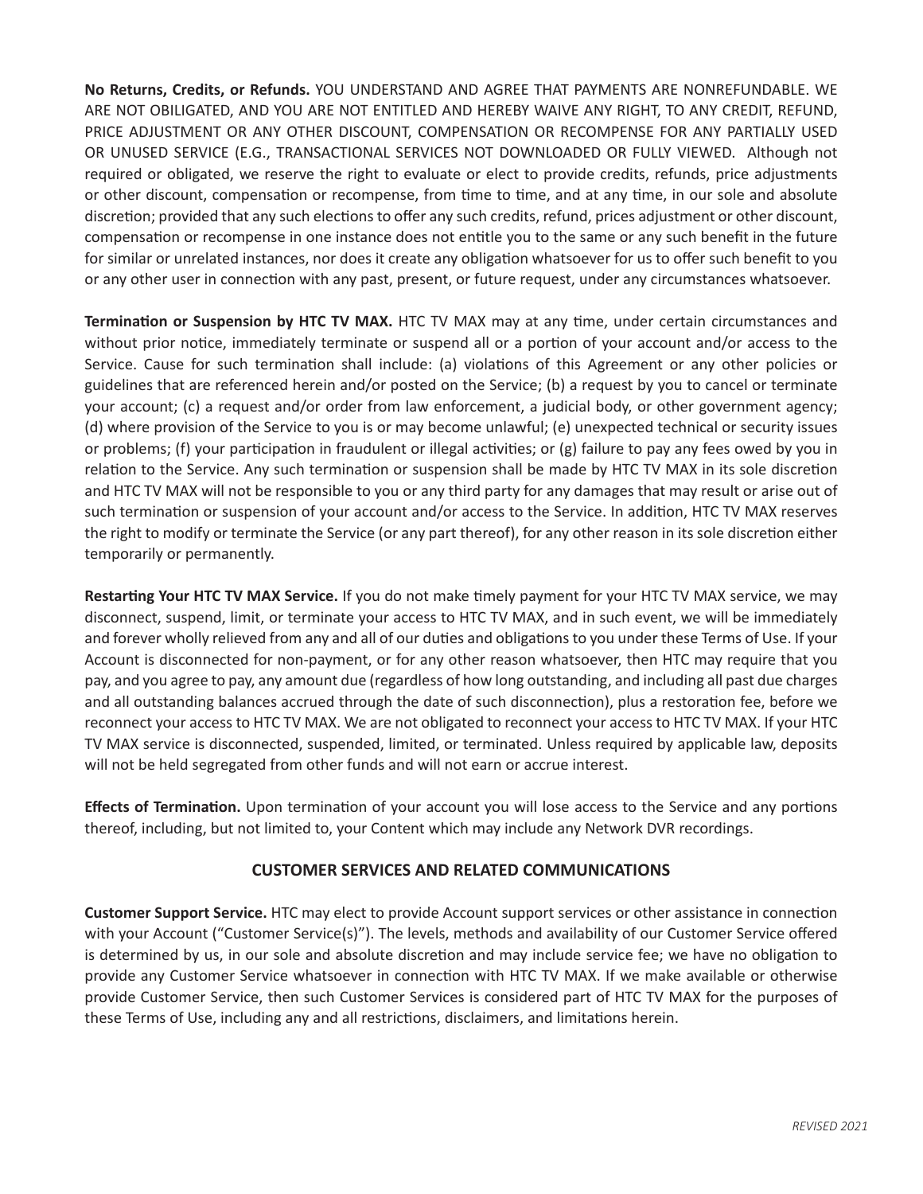**No Returns, Credits, or Refunds.** YOU UNDERSTAND AND AGREE THAT PAYMENTS ARE NONREFUNDABLE. WE ARE NOT OBLIGATED, AND YOU ARE NOT ENTITLED AND HEREBY WAIVE ANY RIGHT, TO ANY CREDIT, REFUND, PRICE ADJUSTMENT OR ANY OTHER DISCOUNT, COMPENSATION OR RECOMPENSE FOR ANY PARTIALLY USED OR UNUSED SERVICE (E.G., TRANSACTIONAL SERVICES NOT DOWNLOADED OR FULLY VIEWED. Although not required or obligated, we reserve the right to evaluate or elect to provide credits, refunds, price adjustments or other discount, compensation or recompense, from time to time, and at any time, in our sole and absolute discretion; provided that any such elections to offer any such credits, refund, prices adjustment or other discount, compensation or recompense in one instance does not entitle you to the same or any such benefit in the future for similar or unrelated instances, nor does it create any obligation whatsoever for us to offer such benefit to you or any other user in connection with any past, present, or future request, under any circumstances whatsoever.

**Termination or Suspension by HTC TV MAX.** HTC TV MAX may at any time, under certain circumstances and without prior notice, immediately terminate or suspend all or a portion of your account and/or access to the Service. Cause for such termination shall include: (a) violations of this Agreement or any other policies or guidelines that are referenced herein and/or posted on the Service; (b) a request by you to cancel or terminate your account; (c) a request and/or order from law enforcement, a judicial body, or other government agency; (d) where provision of the Service to you is or may become unlawful; (e) unexpected technical or security issues or problems; (f) your participation in fraudulent or illegal activities; or (g) failure to pay any fees owed by you in relation to the Service. Any such termination or suspension shall be made by HTC TV MAX in its sole discretion and HTC TV MAX will not be responsible to you or any third party for any damages that may result or arise out of such termination or suspension of your account and/or access to the Service. In addition, HTC TV MAX reserves the right to modify or terminate the Service (or any part thereof), for any other reason in its sole discretion either temporarily or permanently.

**Restarting Your HTC TV MAX Service.** If you do not make timely payment for your HTC TV MAX service, we may disconnect, suspend, limit, or terminate your access to HTC TV MAX, and in such event, we will be immediately and forever wholly relieved from any and all of our duties and obligations to you under these Terms of Use. If your Account is disconnected for non-payment, or for any other reason whatsoever, then HTC may require that you pay, and you agree to pay, any amount due (regardless of how long outstanding, and including all past due charges and all outstanding balances accrued through the date of such disconnection), plus a restoration fee, before we reconnect your access to HTC TV MAX. We are not obligated to reconnect your access to HTC TV MAX. If your HTC TV MAX service is disconnected, suspended, limited, or terminated. Unless required by applicable law, deposits will not be held segregated from other funds and will not earn or accrue interest.

**Effects of Termination.** Upon termination of your account you will lose access to the Service and any portions thereof, including, but not limited to, your Content which may include any Network DVR recordings.

## CUSTOMER SERVICES AND RELATED COMMUNICATIONS

**Customer Support Service.** HTC may elect to provide Account support services or other assistance in connection with your Account ("Customer Service(s)"). The levels, methods and availability of our Customer Service offered is determined by us, in our sole and absolute discretion and may include service fee; we have no obligation to provide any Customer Service whatsoever in connection with HTC TV MAX. If we make available or otherwise provide Customer Service, then such Customer Services is considered part of HTC TV MAX for the purposes of these Terms of Use, including any and all restrictions, disclaimers, and limitations herein.

*REVISED 2021*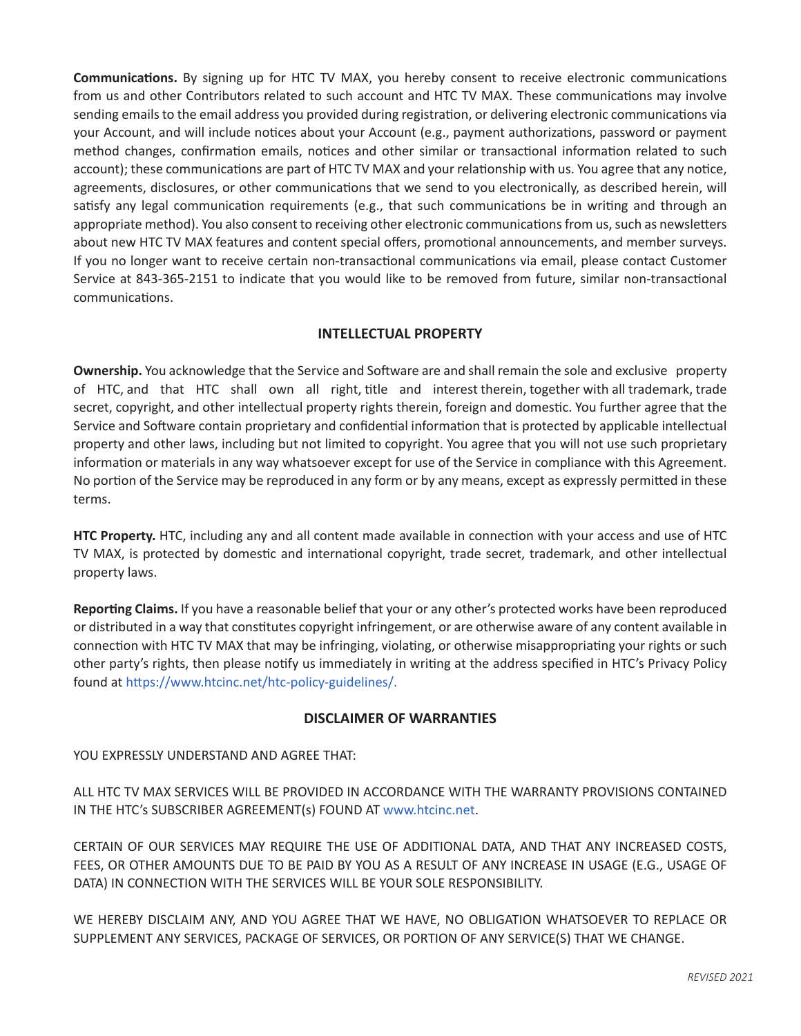**Communications.** By signing up for HTC TV MAX, you hereby consent to receive electronic communications from us and other Contributors related to such account and HTC TV MAX. These communications may involve sending emails to the email address you provided during registration, or delivering electronic communications via your Account, and will include notices about your Account (e.g., payment authorizations, password or payment method changes, confirmation emails, notices and other similar or transactional information related to such account); these communications are part of HTC TV MAX and your relationship with us. You agree that any notice, agreements, disclosures, or other communications that we send to you electronically, as described herein, will satisfy any legal communication requirements (e.g., that such communications be in writing and through an appropriate method). You also consent to receiving other electronic communications from us, such as newsletters about new HTC TV MAX features and content special offers, promotional announcements, and member surveys. If you no longer want to receive certain non-transactional communications via email, please contact Customer Service at 843-365-2151 to indicate that you would like to be removed from future, similar non-transactional communications.

## INTELLECTUAL PROPERTY

**Ownership.** You acknowledge that the Service and Software are and shall remain the sole and exclusive property of HTC, and that HTC shall own all right, title and interest therein, together with all trademark, trade secret, copyright, and other intellectual property rights therein, foreign and domestic. You further agree that the Service and Software contain proprietary and confidential information that is protected by applicable intellectual property and other laws, including but not limited to copyright. You agree that you will not use such proprietary information or materials in any way whatsoever except for use of the Service in compliance with this Agreement. No portion of the Service may be reproduced in any form or by any means, except as expressly permitted in these terms.

**HTC Property.** HTC, including any and all content made available in connection with your access and use of HTC TV MAX, is protected by domestic and international copyright, trade secret, trademark, and other intellectual property laws.

**Reporting Claims.** If you have a reasonable belief that your or any other's protected works have been reproduced or distributed in a way that constitutes copyright infringement, or are otherwise aware of any content available in connection with HTC TV MAX that may be infringing, violating, or otherwise misappropriating your rights or such other party's rights, then please notify us immediately in writing at the address specified in HTC's Privacy Policy found at https://www.htcinc.net/htc-policy-guidelines/.

## DISCLAIMER OF WARRANTIES

YOU EXPRESSLY UNDERSTAND AND AGREE THAT:

ALL HTC TV MAX SERVICES WILL BE PROVIDED IN ACCORDANCE WITH THE WARRANTY PROVISIONS CONTAINED IN THE HTC's SUBSCRIBER AGREEMENT(s) FOUND AT www.htcinc.net.

CERTAIN OF OUR SERVICES MAY REQUIRE THE USE OF ADDITIONAL DATA, AND THAT ANY INCREASED COSTS, FEES, OR OTHER AMOUNTS DUE TO BE PAID BY YOU AS A RESULT OF ANY INCREASE IN USAGE (E.G., USAGE OF DATA) IN CONNECTION WITH THE SERVICES WILL BE YOUR SOLE RESPONSIBILITY.

WE HEREBY DISCLAIM ANY, AND YOU AGREE THAT WE HAVE, NO OBLIGATION WHATSOEVER TO REPLACE OR SUPPLEMENT ANY SERVICES, PACKAGE OF SERVICES, OR PORTION OF ANY SERVICE(S) THAT WE CHANGE.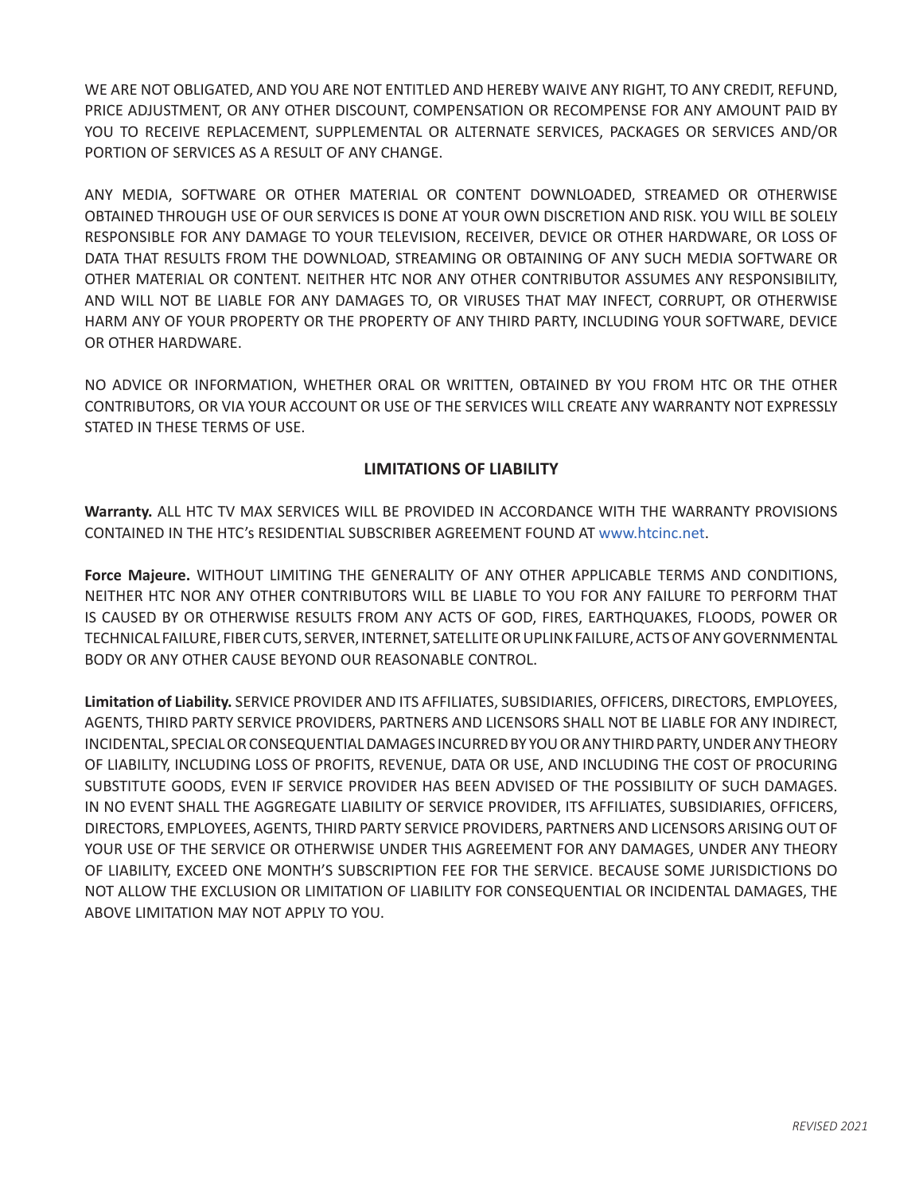WE ARE NOT OBLIGATED, AND YOU ARE NOT ENTITLED AND HEREBY WAIVE ANY RIGHT, TO ANY CREDIT, REFUND, PRICE ADJUSTMENT, OR ANY OTHER DISCOUNT, COMPENSATION OR RECOMPENSE FOR ANY AMOUNT PAID BY YOU TO RECEIVE REPLACEMENT, SUPPLEMENTAL OR ALTERNATE SERVICES, PACKAGES OR SERVICES AND/OR PORTION OF SERVICES AS A RESULT OF ANY CHANGE.

ANY MEDIA, SOFTWARE OR OTHER MATERIAL OR CONTENT DOWNLOADED, STREAMED OR OTHERWISE OBTAINED THROUGH USE OF OUR SERVICES IS DONE AT YOUR OWN DISCRETION AND RISK. YOU WILL BE SOLELY RESPONSIBLE FOR ANY DAMAGE TO YOUR TELEVISION, RECEIVER, DEVICE OR OTHER HARDWARE, OR LOSS OF DATA THAT RESULTS FROM THE DOWNLOAD, STREAMING OR OBTAINING OF ANY SUCH MEDIA SOFTWARE OR OTHER MATERIAL OR CONTENT. NEITHER HTC NOR ANY OTHER CONTRIBUTOR ASSUMES ANY RESPONSIBILITY, AND WILL NOT BE LIABLE FOR ANY DAMAGES TO, OR VIRUSES THAT MAY INFECT, CORRUPT, OR OTHERWISE HARM ANY OF YOUR PROPERTY OR THE PROPERTY OF ANY THIRD PARTY, INCLUDING YOUR SOFTWARE, DEVICE OR OTHER HARDWARE.

NO ADVICE OR INFORMATION, WHETHER ORAL OR WRITTEN, OBTAINED BY YOU FROM HTC OR THE OTHER CONTRIBUTORS, OR VIA YOUR ACCOUNT OR USE OF THE SERVICES WILL CREATE ANY WARRANTY NOT EXPRESSLY STATED IN THESE TERMS OF USE.

## LIMITATIONS OF LIABILITY

**Warranty.** ALL HTC TV MAX SERVICES WILL BE PROVIDED IN ACCORDANCE WITH THE WARRANTY PROVISIONS CONTAINED IN THE HTC's RESIDENTIAL SUBSCRIBER AGREEMENT FOUND AT www.htcinc.net.

**Force Majeure.** WITHOUT LIMITING THE GENERALITY OF ANY OTHER APPLICABLE TERMS AND CONDITIONS, NEITHER HTC NOR ANY OTHER CONTRIBUTORS WILL BE LIABLE TO YOU FOR ANY FAILURE TO PERFORM THAT IS CAUSED BY OR OTHERWISE RESULTS FROM ANY ACTS OF GOD, FIRES, EARTHQUAKES, FLOODS, POWER OR TECHNICAL FAILURE, FIBER CUTS, SERVER, INTERNET, SATELLITE OR UPLINK FAILURE, ACTS OF ANY GOVERNMENTAL BODY OR ANY OTHER CAUSE BEYOND OUR REASONABLE CONTROL.

**Limitation of Liability.** SERVICE PROVIDER AND ITS AFFILIATES, SUBSIDIARIES, OFFICERS, DIRECTORS, EMPLOYEES, AGENTS, THIRD PARTY SERVICE PROVIDERS, PARTNERS AND LICENSORS SHALL NOT BE LIABLE FOR ANY INDIRECT, INCIDENTAL, SPECIAL OR CONSEQUENTIAL DAMAGES INCURRED BY YOU OR ANY THIRD PARTY, UNDER ANY THEORY OF LIABILITY, INCLUDING LOSS OF PROFITS, REVENUE, DATA OR USE, AND INCLUDING THE COST OF PROCURING SUBSTITUTE GOODS, EVEN IF SERVICE PROVIDER HAS BEEN ADVISED OF THE POSSIBILITY OF SUCH DAMAGES. IN NO EVENT SHALL THE AGGREGATE LIABILITY OF SERVICE PROVIDER, ITS AFFILIATES, SUBSIDIARIES, OFFICERS, DIRECTORS, EMPLOYEES, AGENTS, THIRD PARTY SERVICE PROVIDERS, PARTNERS AND LICENSORS ARISING OUT OF YOUR USE OF THE SERVICE OR OTHERWISE UNDER THIS AGREEMENT FOR ANY DAMAGES, UNDER ANY THEORY OF LIABILITY, EXCEED ONE MONTH'S SUBSCRIPTION FEE FOR THE SERVICE. BECAUSE SOME JURISDICTIONS DO NOT ALLOW THE EXCLUSION OR LIMITATION OF LIABILITY FOR CONSEQUENTIAL OR INCIDENTAL DAMAGES, THE ABOVE LIMITATION MAY NOT APPLY TO YOU.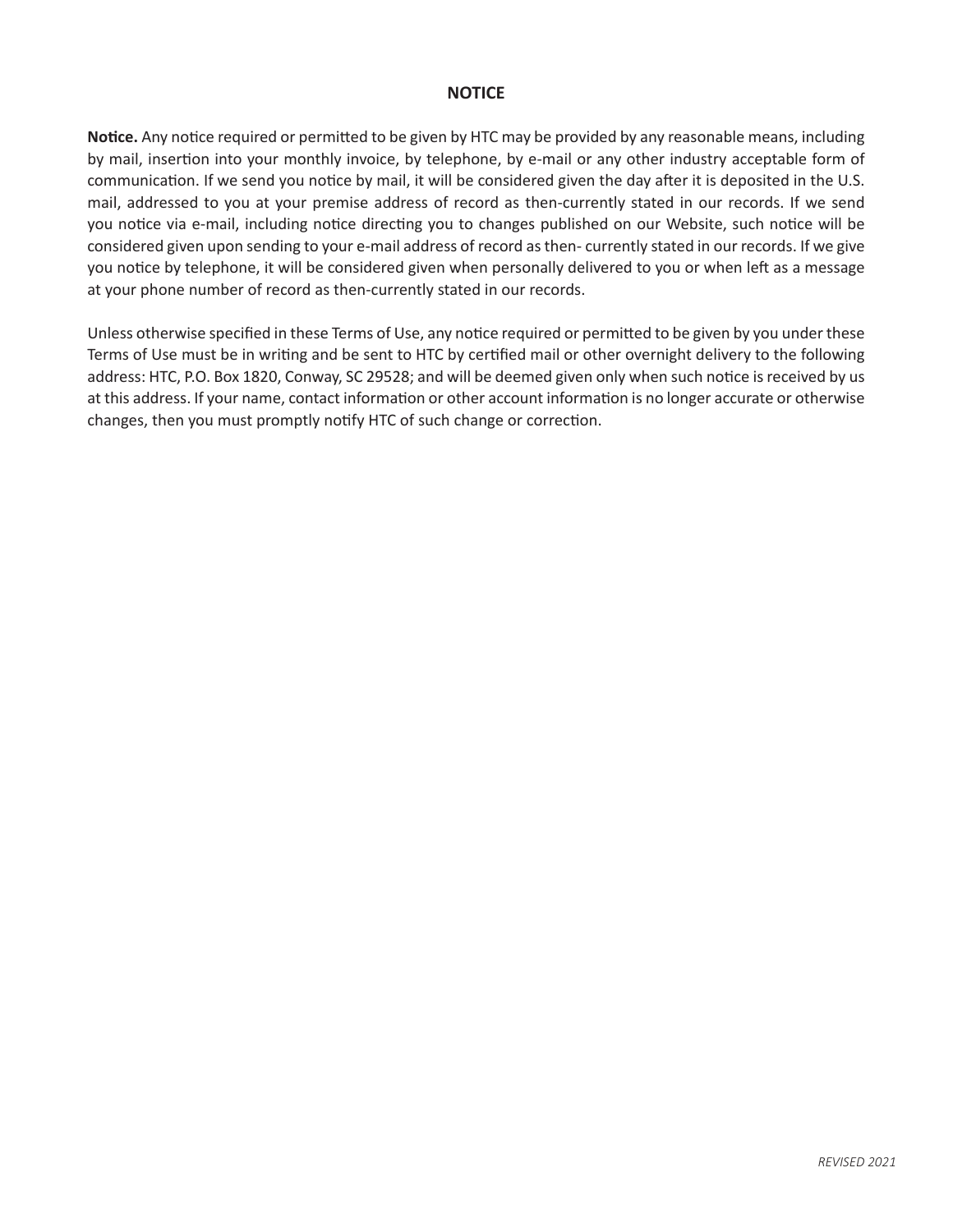## NOTICE

**Notice.** Any notice required or permitted to be given by HTC may be provided by any reasonable means, including by mail, insertion into your monthly invoice, by telephone, by e-mail or any other industry acceptable form of communication. If we send you notice by mail, it will be considered given the day after it is deposited in the U.S. mail, addressed to you at your premise address of record as then-currently stated in our records. If we send you notice via e-mail, including notice directing you to changes published on our Website, such notice will be considered given upon sending to your e-mail address of record as then- currently stated in our records. If we give you notice by telephone, it will be considered given when personally delivered to you or when left as a message at your phone number of record as then-currently stated in our records.

Unless otherwise specified in these Terms of Use, any notice required or permitted to be given by you under these Terms of Use must be in writing and be sent to HTC by certified mail or other overnight delivery to the following address: HTC, P.O. Box 1820, Conway, SC 29528; and will be deemed given only when such notice is received by us at this address. If your name, contact information or other account information is no longer accurate or otherwise changes, then you must promptly notify HTC of such change or correction.

*REVISED 2021*